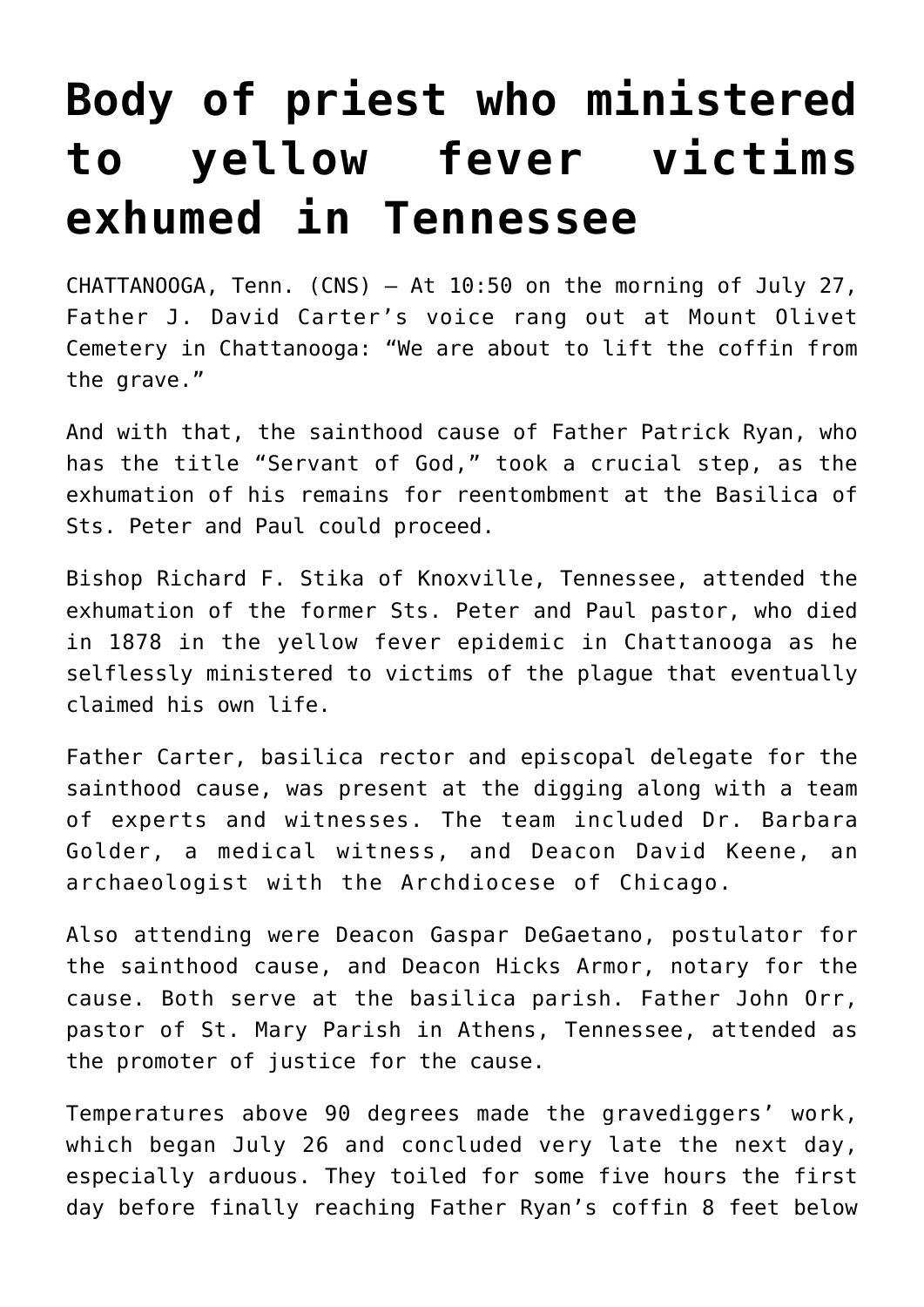# Body of priest who ministered to yellow fever victims exhumed in Tennessee

CHATTANOOGA, Tenn. (CNS) — At 10:50 on the morning of July 27, Father J. David Carter's voice rang out at Mount Olivet Cemetery in Chattanooga: "We are about to lift the coffin from the grave."

And with that, the sainthood cause of Father Patrick Ryan, who has the title "Servant of God," took a crucial step, as the exhumation of his remains for reentombment at the Basilica of Sts. Peter and Paul could proceed.

Bishop Richard F. Stika of Knoxville, Tennessee, attended the exhumation of the former Sts. Peter and Paul pastor, who died in 1878 in the yellow fever epidemic in Chattanooga as he selflessly ministered to victims of the plague that eventually claimed his own life.

Father Carter, basilica rector and episcopal delegate for the sainthood cause, was present at the digging along with a team of experts and witnesses. The team included Dr. Barbara Golder, a medical witness, and Deacon David Keene, an archaeologist with the Archdiocese of Chicago.

Also attending were Deacon Gaspar DeGaetano, postulator for the sainthood cause, and Deacon Hicks Armor, notary for the cause. Both serve at the basilica parish. Father John Orr, pastor of St. Mary Parish in Athens, Tennessee, attended as the promoter of justice for the cause.

Temperatures above 90 degrees made the gravediggers' work, which began July 26 and concluded very late the next day, especially arduous. They toiled for some five hours the first day before finally reaching Father Ryan's coffin 8 feet below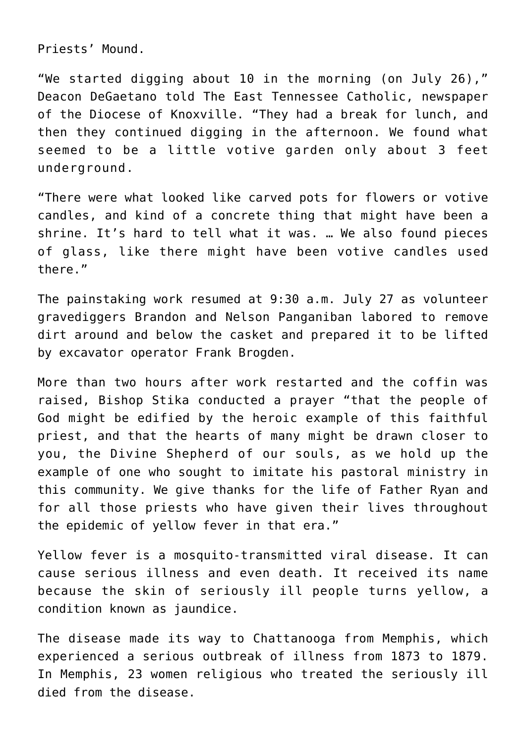Priests' Mound.

"We started digging about 10 in the morning (on July 26)," Deacon DeGaetano told The East Tennessee Catholic, newspaper of the Diocese of Knoxville. "They had a break for lunch, and then they continued digging in the afternoon. We found what seemed to be a little votive garden only about 3 feet underground.

"There were what looked like carved pots for flowers or votive candles, and kind of a concrete thing that might have been a shrine. It's hard to tell what it was. … We also found pieces of glass, like there might have been votive candles used there."

The painstaking work resumed at 9:30 a.m. July 27 as volunteer gravediggers Brandon and Nelson Panganiban labored to remove dirt around and below the casket and prepared it to be lifted by excavator operator Frank Brogden.

More than two hours after work restarted and the coffin was raised, Bishop Stika conducted a prayer "that the people of God might be edified by the heroic example of this faithful priest, and that the hearts of many might be drawn closer to you, the Divine Shepherd of our souls, as we hold up the example of one who sought to imitate his pastoral ministry in this community. We give thanks for the life of Father Ryan and for all those priests who have given their lives throughout the epidemic of yellow fever in that era."

Yellow fever is a mosquito-transmitted viral disease. It can cause serious illness and even death. It received its name because the skin of seriously ill people turns yellow, a condition known as jaundice.

The disease made its way to Chattanooga from Memphis, which experienced a serious outbreak of illness from 1873 to 1879. In Memphis, 23 women religious who treated the seriously ill died from the disease.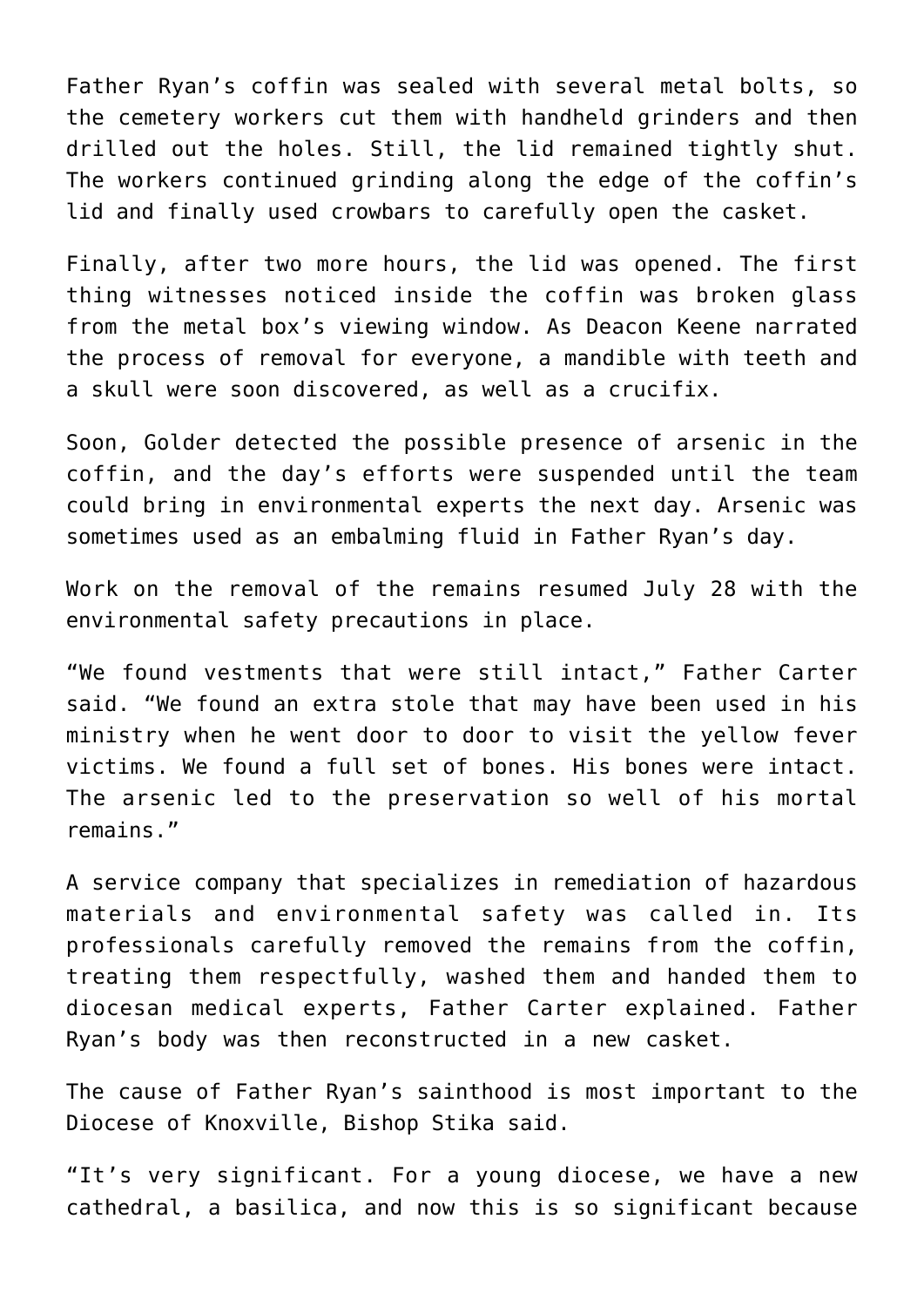Father Ryan’s coffin was sealed with several metal bolts, so the cemetery workers cut them with handheld grinders and then drilled out the holes. Still, the lid remained tightly shut. The workers continued grinding along the edge of the coffin’s lid and finally used crowbars to carefully open the casket.

Finally, after two more hours, the lid was opened. The first thing witnesses noticed inside the coffin was broken glass from the metal box’s viewing window. As Deacon Keene narrated the process of removal for everyone, a mandible with teeth and a skull were soon discovered, as well as a crucifix.

Soon, Golder detected the possible presence of arsenic in the coffin, and the day’s efforts were suspended until the team could bring in environmental experts the next day. Arsenic was sometimes used as an embalming fluid in Father Ryan’s day.

Work on the removal of the remains resumed July 28 with the environmental safety precautions in place.

“We found vestments that were still intact,” Father Carter said. “We found an extra stole that may have been used in his ministry when he went door to door to visit the yellow fever victims. We found a full set of bones. His bones were intact. The arsenic led to the preservation so well of his mortal remains.”

A service company that specializes in remediation of hazardous materials and environmental safety was called in. Its professionals carefully removed the remains from the coffin, treating them respectfully, washed them and handed them to diocesan medical experts, Father Carter explained. Father Ryan’s body was then reconstructed in a new casket.

The cause of Father Ryan’s sainthood is most important to the Diocese of Knoxville, Bishop Stika said.

“It’s very significant. For a young diocese, we have a new cathedral, a basilica, and now this is so significant because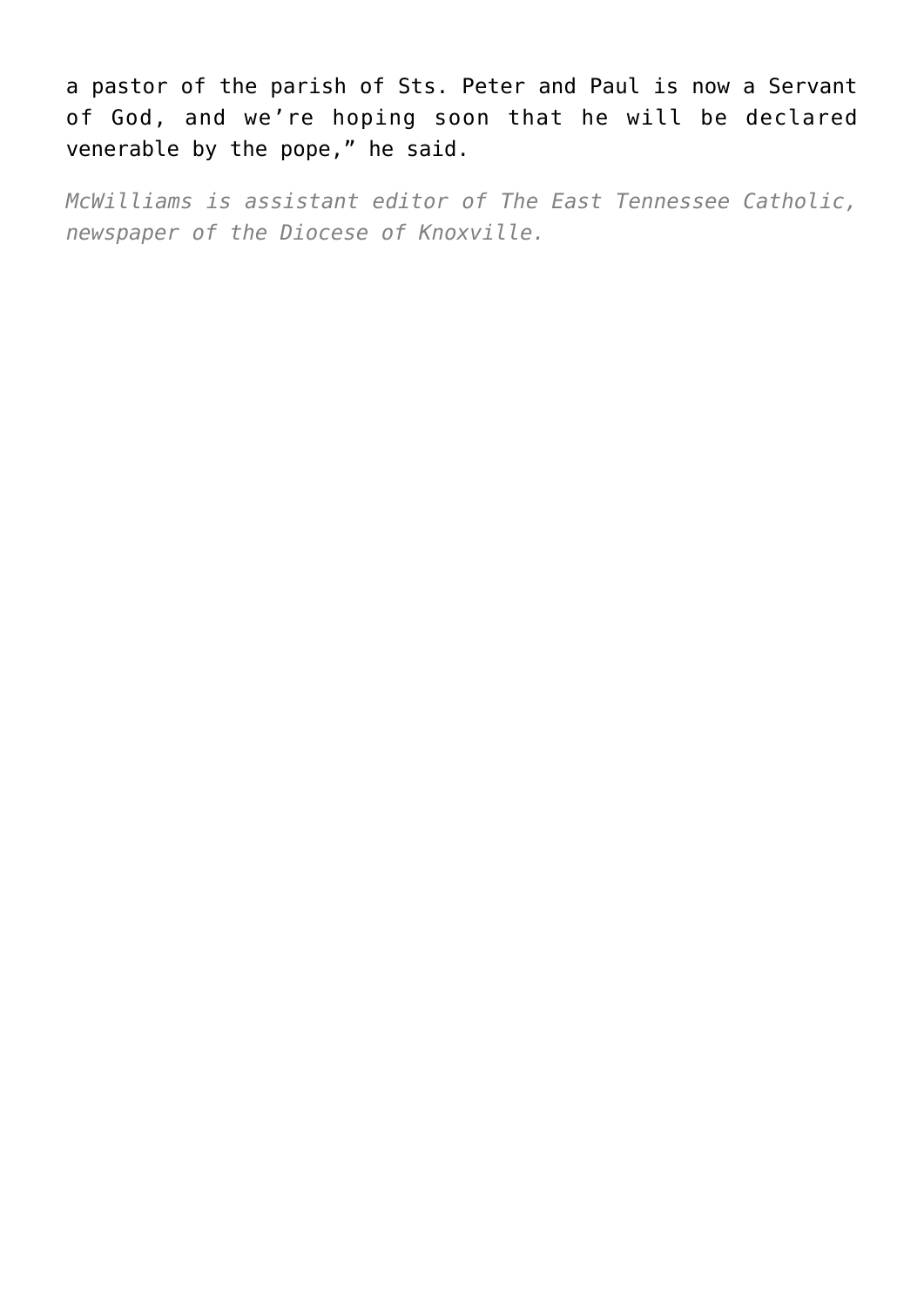a pastor of the parish of Sts. Peter and Paul is now a Servant of God, and we're hoping soon that he will be declared venerable by the pope," he said.

*McWilliams is assistant editor of The East Tennessee Catholic, newspaper of the Diocese of Knoxville.*